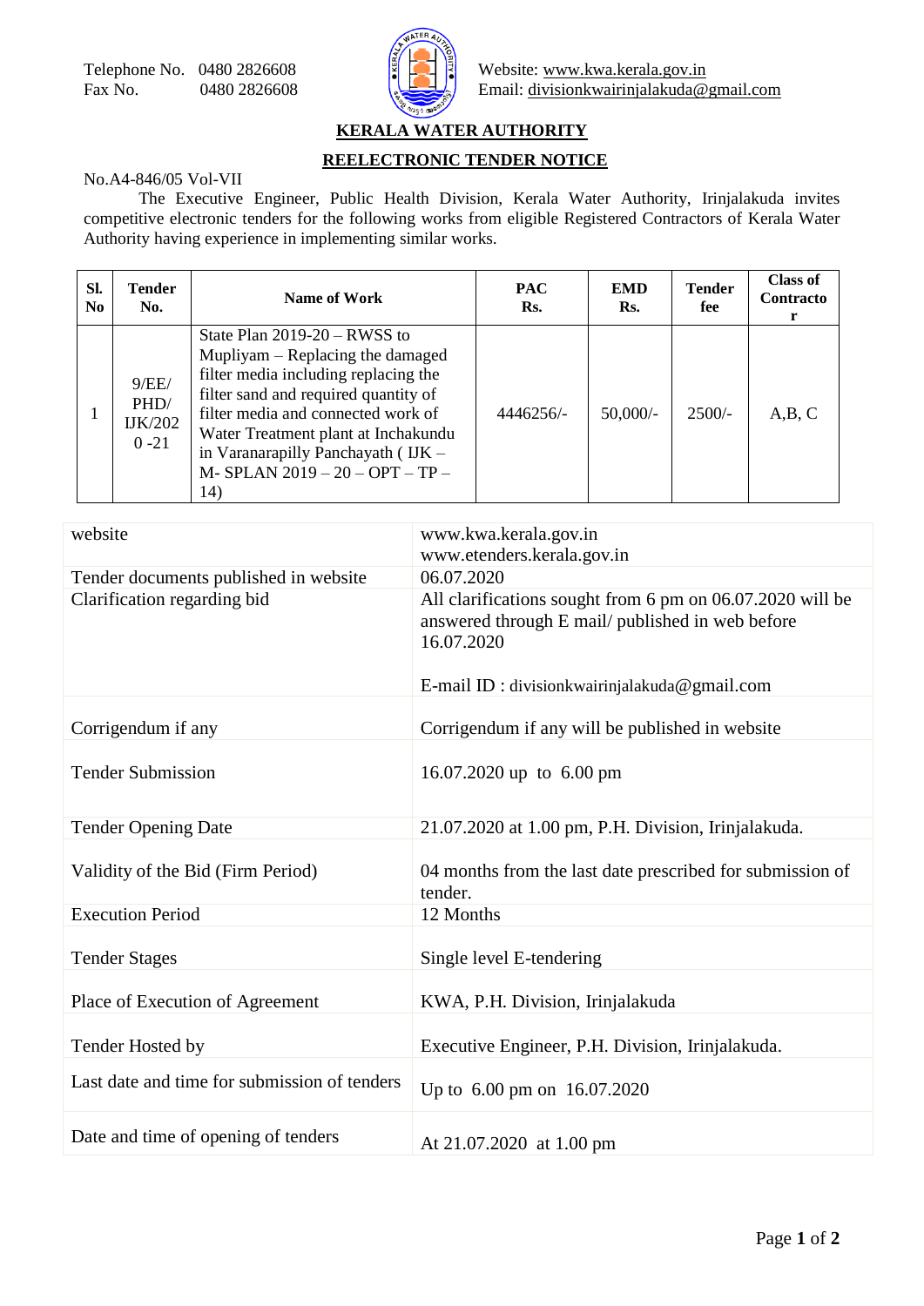Telephone No. 0480 2826608
Fax No. 0480 2826608

Website: www.kwa.kerala.gov.in
Email: divisionkwairinjalakuda@gmail.com

## KERALA WATER AUTHORITY

### REELECTRONIC TENDER NOTICE

No.A4-846/05 Vol-VII

The Executive Engineer, Public Health Division, Kerala Water Authority, Irinjalakuda invites competitive electronic tenders for the following works from eligible Registered Contractors of Kerala Water Authority having experience in implementing similar works.

| Sl. No | Tender No. | Name of Work | PAC Rs. | EMD Rs. | Tender fee | Class of Contractor |
|---|---|---|---|---|---|---|
| 1 | 9/EE/ PHD/ IJK/2020 -21 | State Plan 2019-20 – RWSS to Mupliyam – Replacing the damaged filter media including replacing the filter sand and required quantity of filter media and connected work of Water Treatment plant at Inchakundu in Varanarapilly Panchayath ( IJK – M- SPLAN 2019 – 20 – OPT – TP – 14) | 4446256/- | 50,000/- | 2500/- | A,B, C |

| | |
|---|---|
| website | www.kwa.kerala.gov.in<br>www.etenders.kerala.gov.in |
| Tender documents published in website | 06.07.2020 |
| Clarification regarding bid | All clarifications sought from 6 pm on 06.07.2020 will be answered through E mail/ published in web before 16.07.2020<br><br>E-mail ID : divisionkwairinjalakuda@gmail.com |
| Corrigendum if any | Corrigendum if any will be published in website |
| Tender Submission | 16.07.2020 up to 6.00 pm |
| Tender Opening Date | 21.07.2020 at 1.00 pm, P.H. Division, Irinjalakuda. |
| Validity of the Bid (Firm Period) | 04 months from the last date prescribed for submission of tender. |
| Execution Period | 12 Months |
| Tender Stages | Single level E-tendering |
| Place of Execution of Agreement | KWA, P.H. Division, Irinjalakuda |
| Tender Hosted by | Executive Engineer, P.H. Division, Irinjalakuda. |
| Last date and time for submission of tenders | Up to 6.00 pm on 16.07.2020 |
| Date and time of opening of tenders | At 21.07.2020 at 1.00 pm |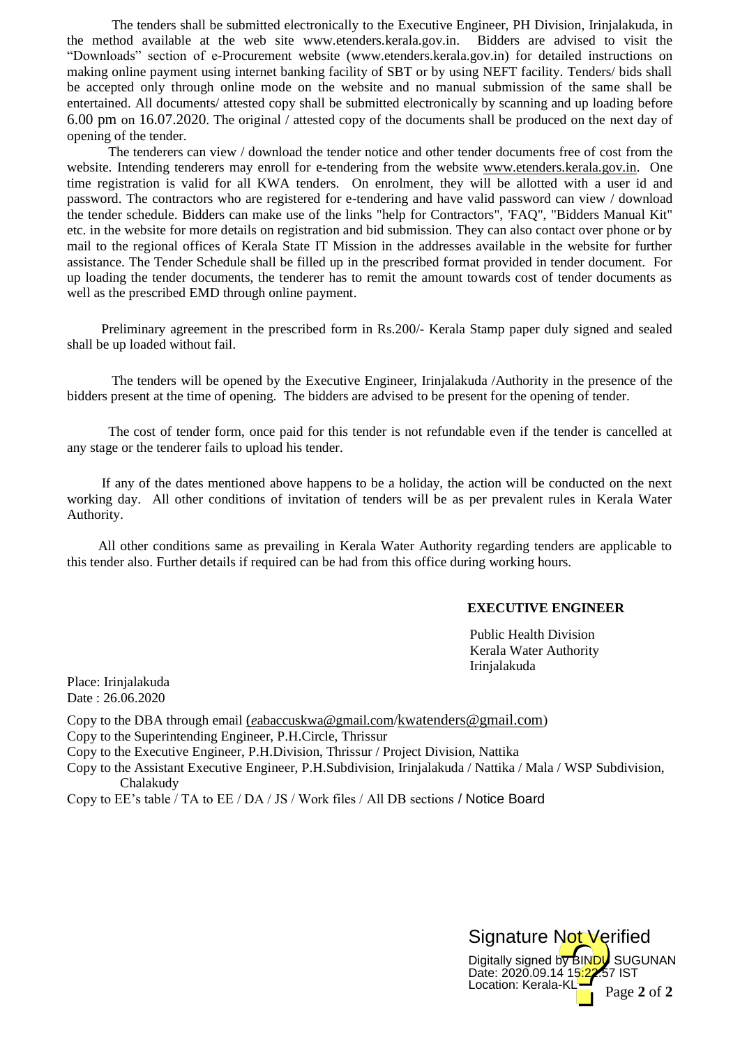The tenders shall be submitted electronically to the Executive Engineer, PH Division, Irinjalakuda, in the method available at the web site www.etenders.kerala.gov.in. Bidders are advised to visit the "Downloads" section of e-Procurement website (www.etenders.kerala.gov.in) for detailed instructions on making online payment using internet banking facility of SBT or by using NEFT facility. Tenders/ bids shall be accepted only through online mode on the website and no manual submission of the same shall be entertained. All documents/ attested copy shall be submitted electronically by scanning and up loading before 6.00 pm on 16.07.2020. The original / attested copy of the documents shall be produced on the next day of opening of the tender.

The tenderers can view / download the tender notice and other tender documents free of cost from the website. Intending tenderers may enroll for e-tendering from the website www.etenders.kerala.gov.in. One time registration is valid for all KWA tenders. On enrolment, they will be allotted with a user id and password. The contractors who are registered for e-tendering and have valid password can view / download the tender schedule. Bidders can make use of the links "help for Contractors", 'FAQ", "Bidders Manual Kit" etc. in the website for more details on registration and bid submission. They can also contact over phone or by mail to the regional offices of Kerala State IT Mission in the addresses available in the website for further assistance. The Tender Schedule shall be filled up in the prescribed format provided in tender document. For up loading the tender documents, the tenderer has to remit the amount towards cost of tender documents as well as the prescribed EMD through online payment.

Preliminary agreement in the prescribed form in Rs.200/- Kerala Stamp paper duly signed and sealed shall be up loaded without fail.

The tenders will be opened by the Executive Engineer, Irinjalakuda /Authority in the presence of the bidders present at the time of opening. The bidders are advised to be present for the opening of tender.

The cost of tender form, once paid for this tender is not refundable even if the tender is cancelled at any stage or the tenderer fails to upload his tender.

If any of the dates mentioned above happens to be a holiday, the action will be conducted on the next working day. All other conditions of invitation of tenders will be as per prevalent rules in Kerala Water Authority.

All other conditions same as prevailing in Kerala Water Authority regarding tenders are applicable to this tender also. Further details if required can be had from this office during working hours.

**EXECUTIVE ENGINEER**

Public Health Division
Kerala Water Authority
Irinjalakuda

Place: Irinjalakuda
Date : 26.06.2020

Copy to the DBA through email (eabaccuskwa@gmail.com/kwatenders@gmail.com)
Copy to the Superintending Engineer, P.H.Circle, Thrissur
Copy to the Executive Engineer, P.H.Division, Thrissur / Project Division, Nattika
Copy to the Assistant Executive Engineer, P.H.Subdivision, Irinjalakuda / Nattika / Mala / WSP Subdivision, Chalakudy
Copy to EE's table / TA to EE / DA / JS / Work files / All DB sections / Notice Board

Signature Not Verified
Digitally signed by BINDU SUGUNAN
Date: 2020.09.14 15:22:57 IST
Location: Kerala-KL